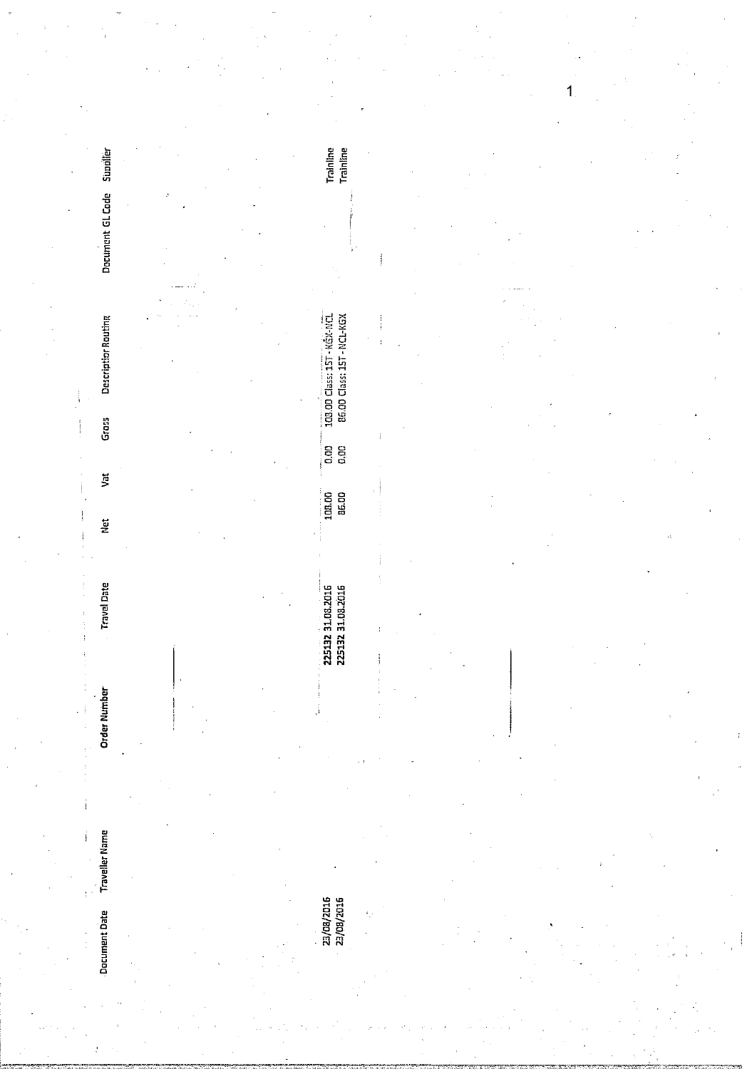| Document Date | Traveller Name | Order Number | Travel Date | Net | Vat | Gross | Description Routing | Document GL Code | Supplier |
| --- | --- | --- | --- | --- | --- | --- | --- | --- | --- |
| 23/08/2016 | | 225132 | 31.08.2016 | 108.00 | 0.00 | 108.00 | Class: 1ST - KGX-NCL | | Trainline |
| 23/08/2016 | | 225132 | 31.08.2016 | 86.00 | 0.00 | 86.00 | Class: 1ST - NCL-KGX | | Trainline |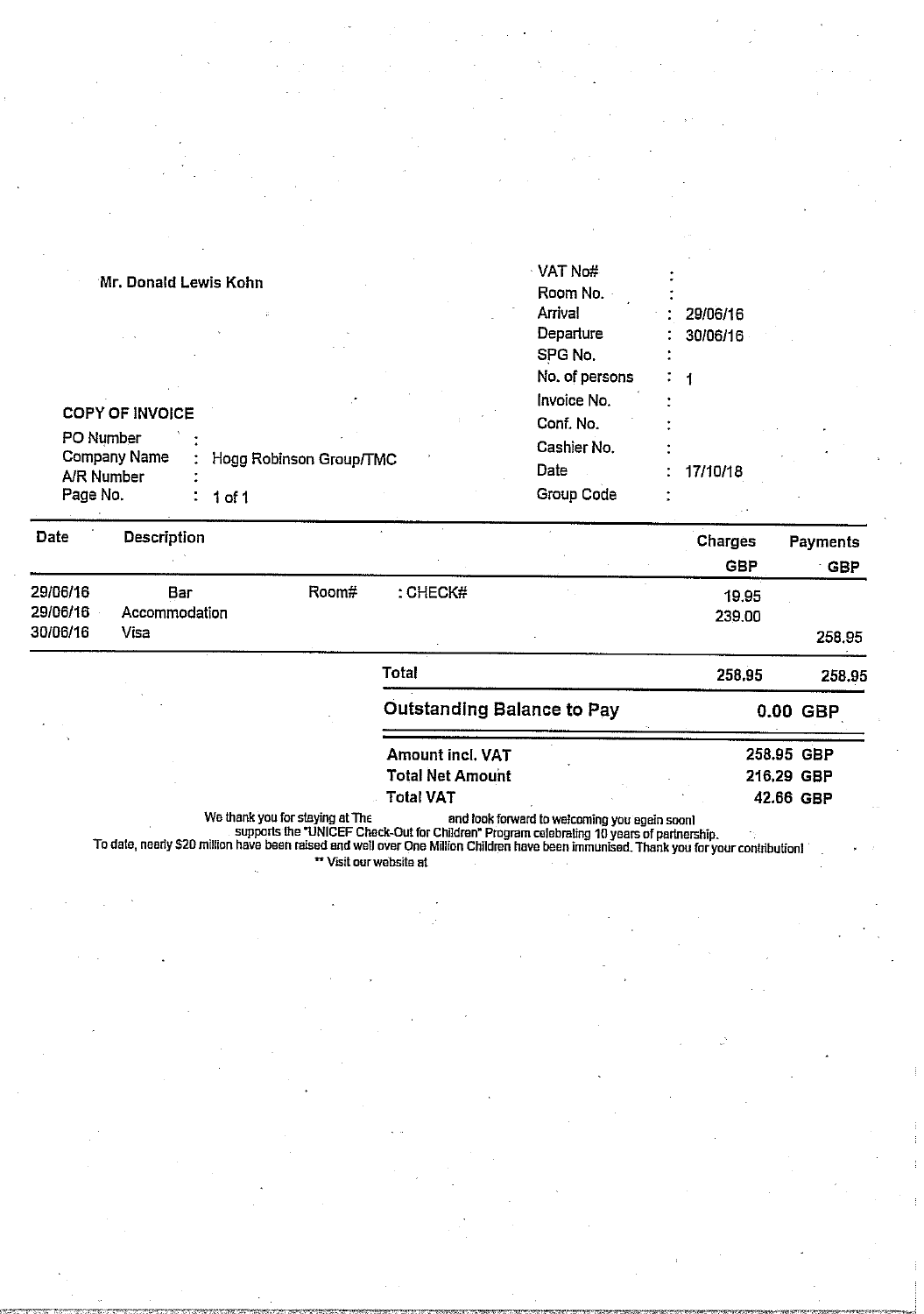Mr. Donald Lewis Kohn

| | | |
|---|---|---|
| VAT No# | : | |
| Room No. | : | |
| Arrival | : | 29/06/16 |
| Departure | : | 30/06/16 |
| SPG No. | : | |
| No. of persons | : | 1 |
| Invoice No. | : | |
| Conf. No. | : | |
| Cashier No. | : | |
| Date | : | 17/10/18 |
| Group Code | : | |

**COPY OF INVOICE**

| | | |
|---|---|---|
| PO Number | : | |
| Company Name | : | Hogg Robinson Group/TMC |
| A/R Number | : | |
| Page No. | : | 1 of 1 |

| Date | Description | | | Charges GBP | Payments GBP |
|---|---|---|---|---|---|
| 29/06/16 | Bar | Room# | : CHECK# | 19.95 | |
| 29/06/16 | Accommodation | | | 239.00 | |
| 30/06/16 | Visa | | | | 258.95 |
| | | | **Total** | **258.95** | **258.95** |

**Outstanding Balance to Pay** **0.00 GBP**

| | |
|---|---|
| **Amount incl. VAT** | **258.95 GBP** |
| **Total Net Amount** | **216.29 GBP** |
| **Total VAT** | **42.66 GBP** |

We thank you for staying at The and look forward to welcoming you again soon!
supports the "UNICEF Check-Out for Children" Program celebrating 10 years of partnership.
To date, nearly $20 million have been raised and well over One Million Children have been immunised. Thank you for your contribution!
** Visit our website at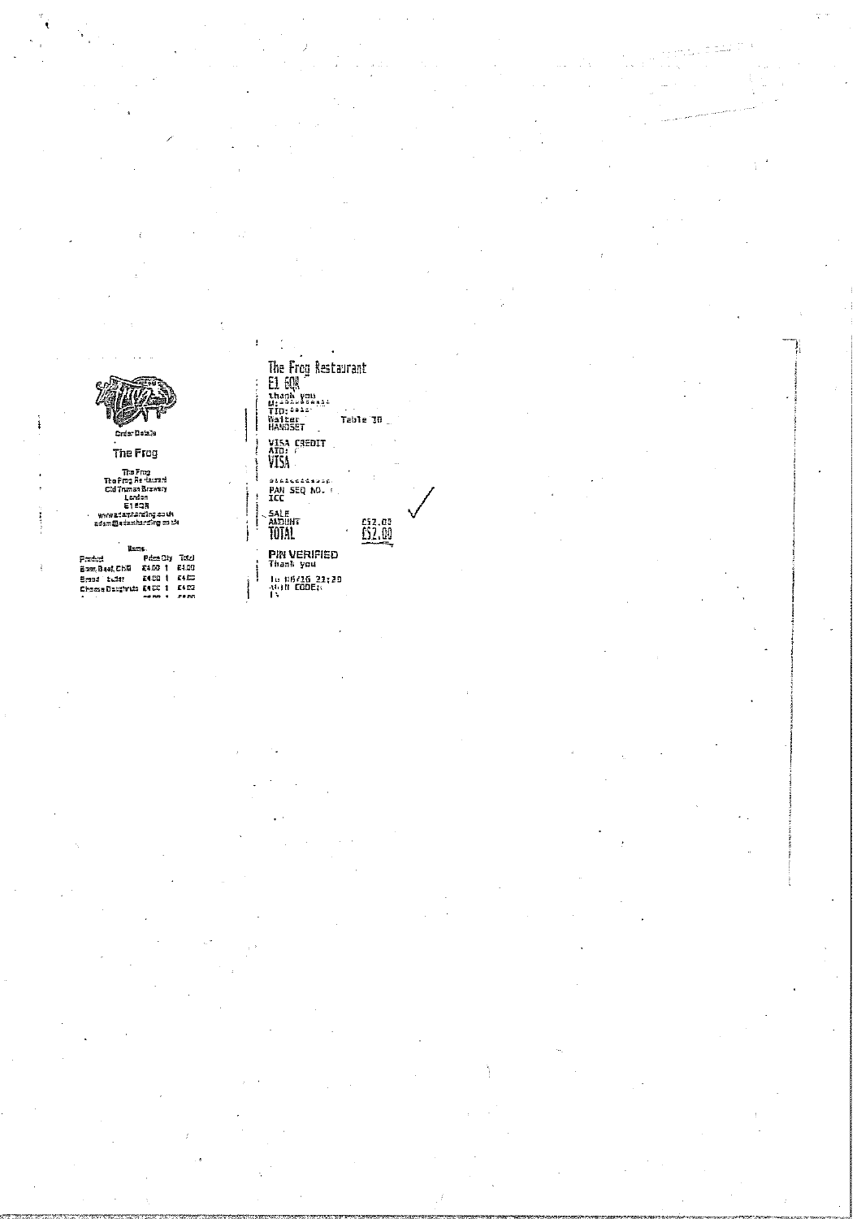Order Details

**The Frog**

The Frog
The Frog Restaurant
Old Truman Brewery
London
E1 6QR
www.adamhandling.co.uk
adam@adamhandling.co.uk

Items

| Product | Price | Qty | Total |
|---|---|---|---|
| Bone Beef Chilli | £4.00 | 1 | £4.00 |
| Bread butter | £4.00 | 1 | £4.00 |
| Cheese Doughnuts | £4.00 | 1 | £4.00 |

The Frog Restaurant
E1 6QR
thank you
M:
TID:
Waiter
HANDSET Table 30

VISA CREDIT
AID:
VISA

PAN SEQ NO.
ICC

SALE
AMOUNT £52.00
TOTAL £52.00

PIN VERIFIED
Thank you

10/06/16 23:20
AUTH CODE: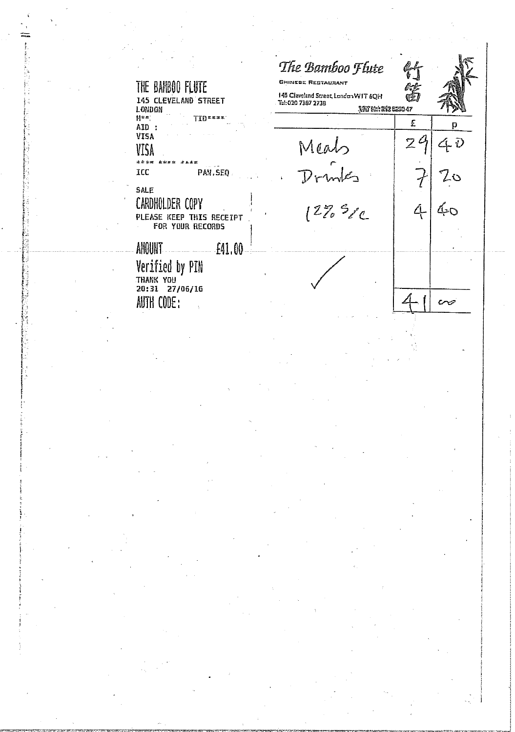THE BAMBOO FLUTE
145 CLEVELAND STREET
LONDON
M**:                TID****
AID :
VISA
VISA
**** **** ****
ICC                PAN.SEQ

SALE
CARDHOLDER COPY
PLEASE KEEP THIS RECEIPT
FOR YOUR RECORDS

AMOUNT                £41.00
Verified by PIN
THANK YOU
20:31  27/06/16
AUTH CODE:

---

*The Bamboo Flute*
CHINESE RESTAURANT
竹笛
145 Cleveland Street, London W1T 6QH
Tel: 020 7387 2738
VAT No: 292 5280 47

| | £ | p |
|---|---|---|
| Meals | 29 | 40 |
| Drinks | 7 | 20 |
| 12% S/C | 4 | 40 |
| ✓ | | |
| | 41 | 00 |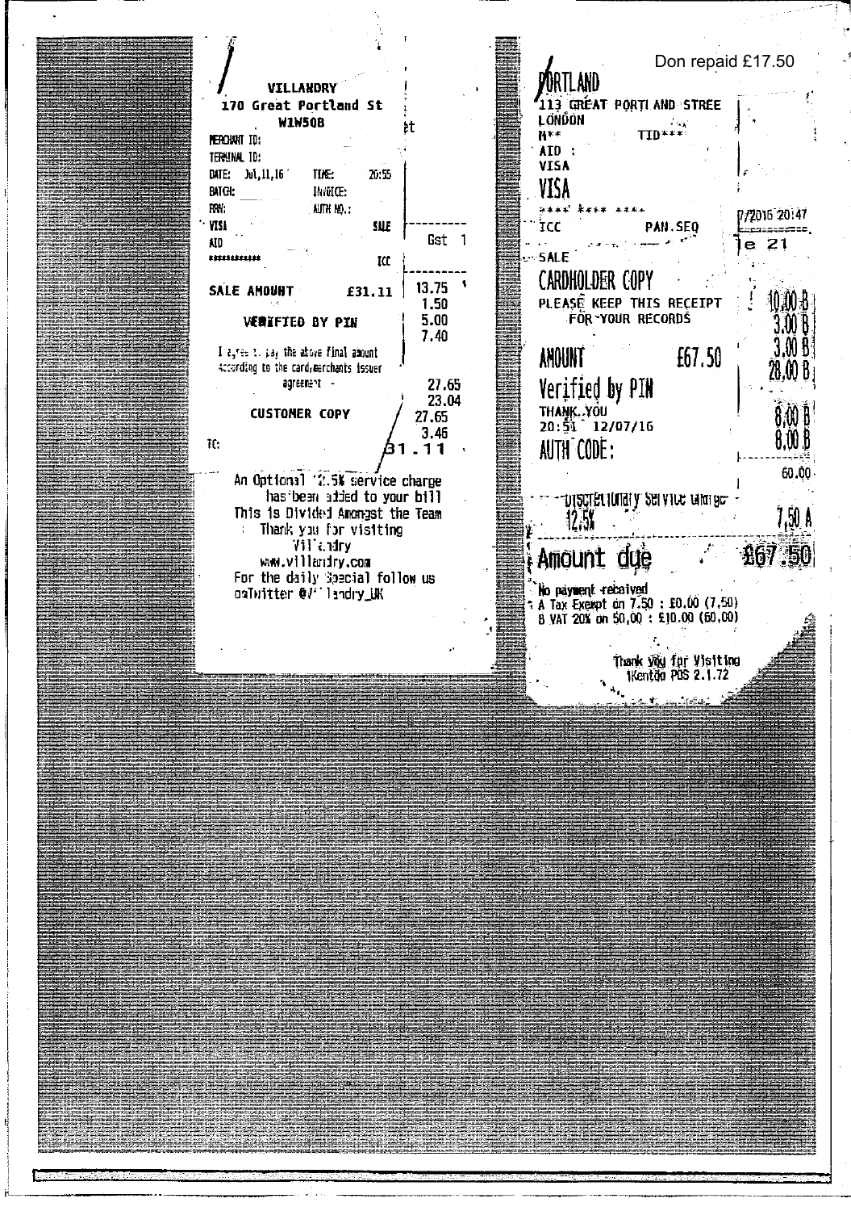**VILLANDRY**
170 Great Portland St
W1W5QB

MERCHANT ID:
TERMINAL ID:
DATE: Jul,11,16 TIME: 20:55
BATCH: INVOICE:
RRN: AUTH NO.:
VISA SALE
AID
************ ICC

**SALE AMOUNT £31.11**

**VERIFIED BY PIN**

I agree to pay the above final amount according to the card/merchants issuer agreement

**CUSTOMER COPY**

TC:

An Optional 12.5% service charge has been added to your bill
This is Divided Amongst the Team
Thank you for visiting
Villandry
www.villandry.com
For the daily Special follow us on Twitter @Villandry_UK

et

Gst 1

13.75
1.50
5.00
7.40

27.65
23.04
27.65
3.46
31.11

---

Don repaid £17.50

PORTLAND
113 GREAT PORTLAND STREE
LONDON
M** TID***
AID :
VISA
VISA
**** **** ****
ICC PAN.SEQ
SALE
CARDHOLDER COPY
PLEASE KEEP THIS RECEIPT FOR YOUR RECORDS

AMOUNT £67.50

Verified by PIN
THANK YOU
20:51 12/07/16
AUTH CODE:

7/2016 20:47
e 21

10.00 B
3.00 B
3.00 B
28.00 B

8.00 B
8.00 B

60.00

Discretionary Service Charge 12.5% 7.50 A

Amount due £67.50

No payment received
A Tax Exempt on 7.50 : £0.00 (7.50)
B VAT 20% on 50.00 : £10.00 (60.00)

Thank you for Visiting
iKentoo POS 2.1.72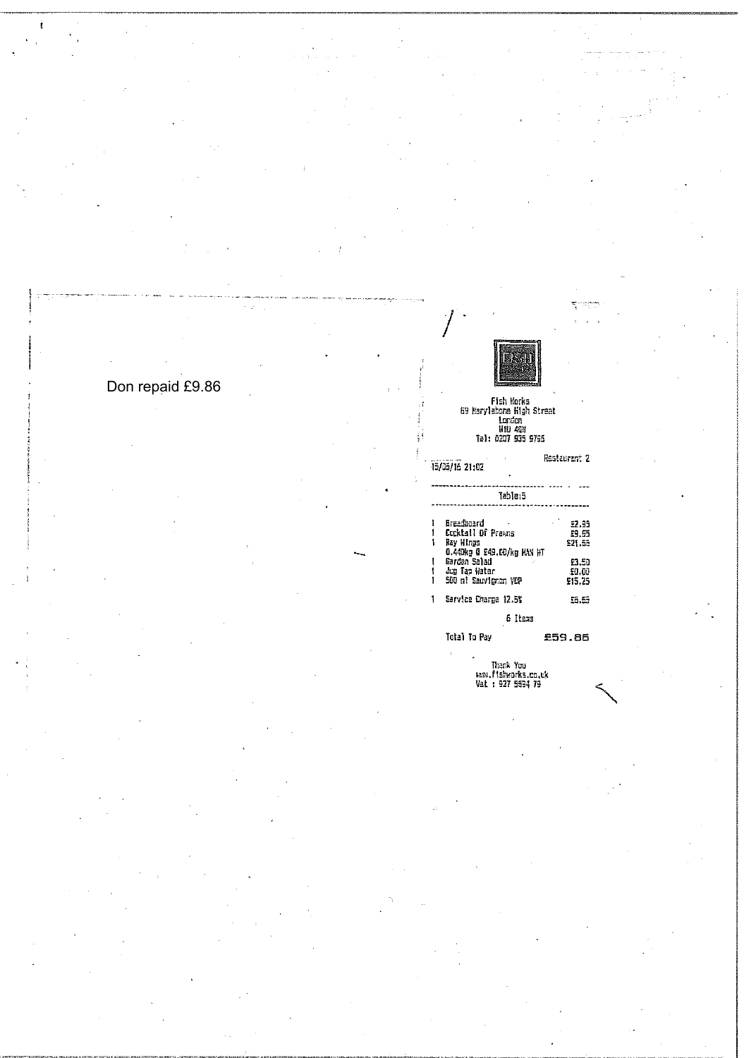Don repaid £9.86

Fish Works
69 Marylebone High Street
London
W1U 4QW
Tel: 0207 935 9796

15/05/16 21:02

Restaurant 2

Table:5

| | | |
|---|---|---|
| 1 | Breadboard | £2.95 |
| 1 | Cocktail Of Prawns | £9.95 |
| 1 | Ray Wings | £21.55 |
| | 0.440kg @ £49.00/kg MAN WT | |
| 1 | Garden Salad | £3.50 |
| 1 | Jug Tap Water | £0.00 |
| 1 | 500 ml Sauvignon VDP | £15.25 |
| 1 | Service Charge 12.5% | £6.65 |

6 Items

Total To Pay £59.85

Thank You
www.fishworks.co.uk
Vat : 927 5694 79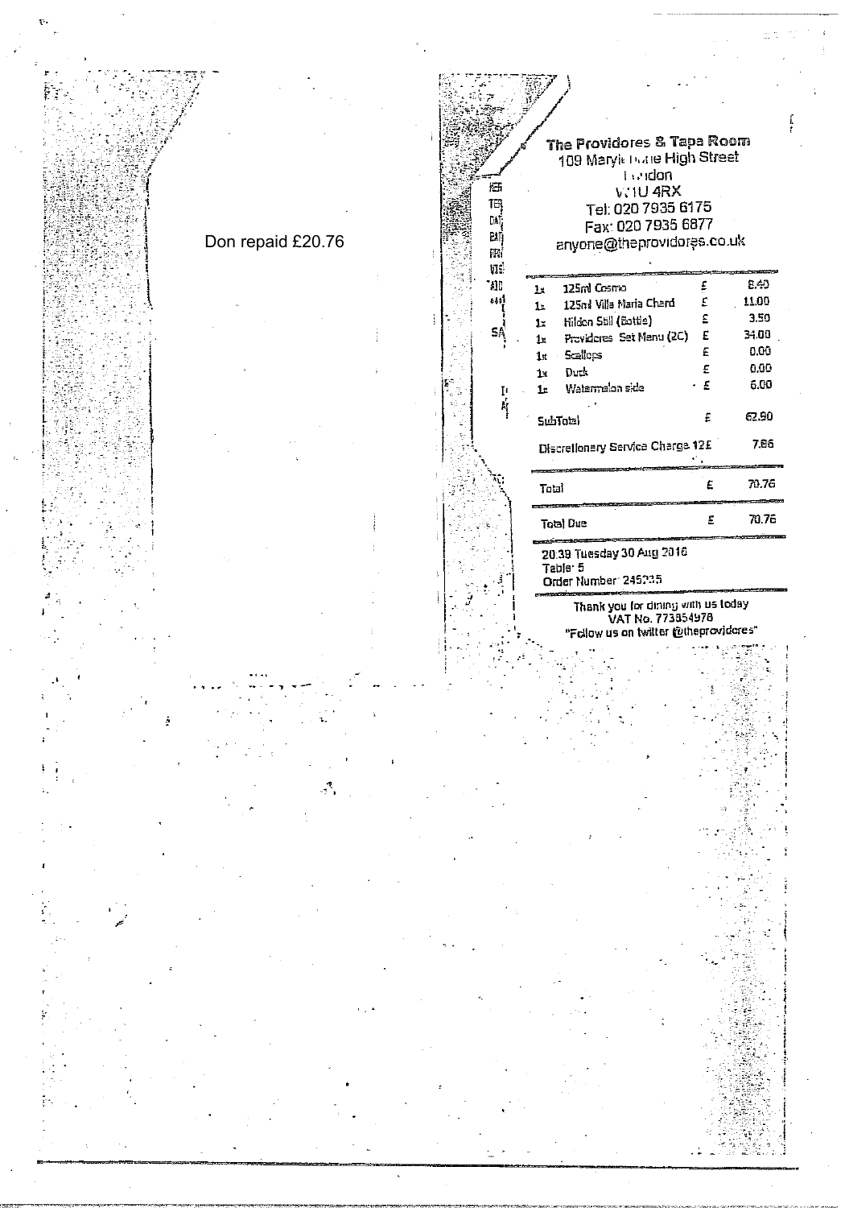Don repaid £20.76

**The Providores & Tapa Room**
109 Marylebone High Street
London
W1U 4RX
Tel: 020 7935 6175
Fax: 020 7935 6877
anyone@theprovidores.co.uk

| | | | |
|---|---|---|---|
| 1x | 125ml Cosmo | £ | 8.40 |
| 1x | 125ml Villa Maria Chard | £ | 11.00 |
| 1x | Hildon Still (Bottle) | £ | 3.50 |
| 1x | Providores Set Menu (2C) | £ | 34.00 |
| 1x | Scallops | £ | 0.00 |
| 1x | Duck | £ | 0.00 |
| 1x | Watermelon side | £ | 6.00 |
| | SubTotal | £ | 62.90 |
| | Discretionary Service Charge 12£ | | 7.86 |
| | Total | £ | 70.76 |
| | Total Due | £ | 70.76 |

20:39 Tuesday 30 Aug 2016
Table: 5
Order Number: 245235

Thank you for dining with us today
VAT No. 773854978
"Follow us on twitter @theprovidores"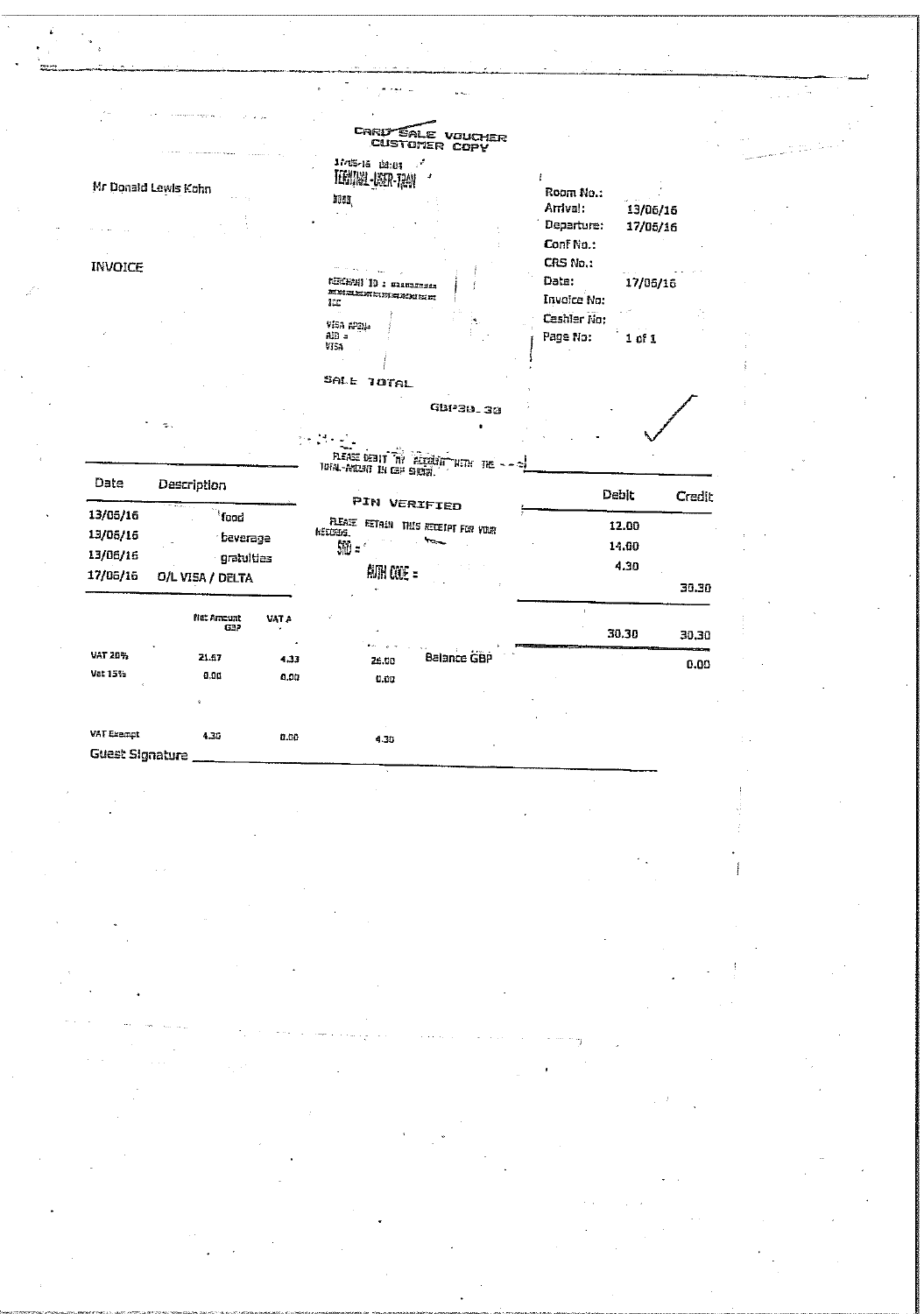CARD SALE VOUCHER
CUSTOMER COPY

17-06-16 08:01
TERMINAL-USER-T2AM
0088

MERCHANT ID : ********
***************
ICC

VISA APSIN
AID =
VISA

SALE TOTAL

GBP30.30

PLEASE DEBIT MY ACCOUNT WITH THE TOTAL AMOUNT IN GBP SHOWN.

PIN VERIFIED

PLEASE RETAIN THIS RECEIPT FOR YOUR RECORDS.

SRD =

AUTH CODE =

Mr Donald Lewis Kohn

INVOICE

Room No.:
Arrival: 13/06/16
Departure: 17/06/16
Conf No.:
CRS No.:
Date: 17/06/16
Invoice No:
Cashier No:
Page No: 1 of 1

| Date | Description | Debit | Credit |
|---|---|---|---|
| 13/06/16 | food | 12.00 | |
| 13/06/16 | beverage | 14.00 | |
| 13/06/16 | gratuities | 4.30 | |
| 17/06/16 | O/L VISA / DELTA | | 30.30 |
| | | 30.30 | 30.30 |
| | Balance GBP | | 0.00 |

| | Net Amount GBP | VAT A | |
|---|---|---|---|
| VAT 20% | 21.67 | 4.33 | 26.00 |
| Vat 15% | 0.00 | 0.00 | 0.00 |
| VAT Exempt | 4.30 | 0.00 | 4.30 |

Guest Signature ____________________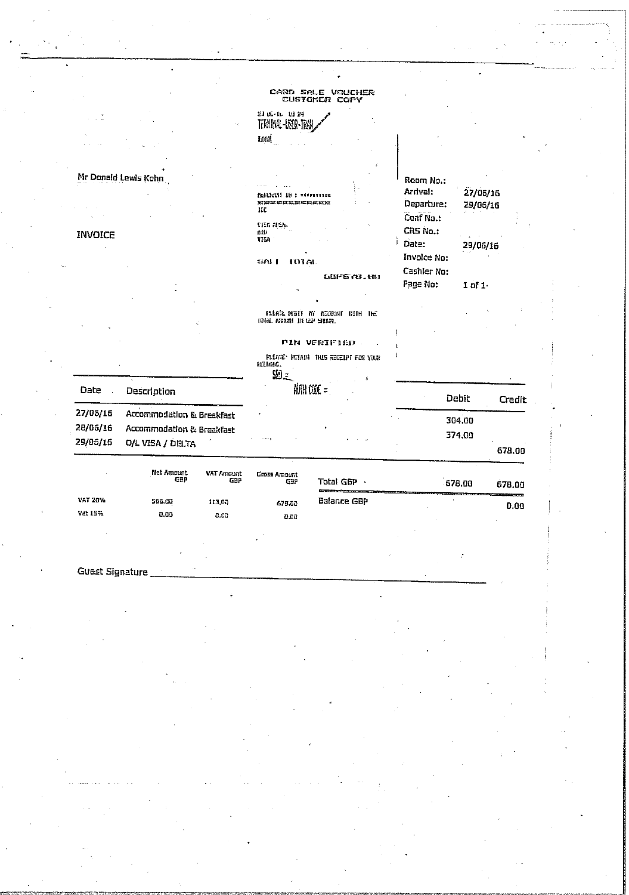CARD SALE VOUCHER
CUSTOMER COPY

TERMINAL-USER-TRAN

Mr Donald Lewis Kohn

| | |
|---|---|
| Room No.: | |
| Arrival: | 27/06/16 |
| Departure: | 29/06/16 |
| Conf No.: | |
| CRS No.: | |
| Date: | 29/06/16 |
| Invoice No: | |
| Cashier No: | |
| Page No: | 1 of 1 |

# INVOICE

SALE TOTAL

GBP678.00

PLEASE DEBIT MY ACCOUNT WITH THE TOTAL AMOUNT IN GBP SHOWN.

PIN VERIFIED

PLEASE RETAIN THIS RECEIPT FOR YOUR RECORDS.

AUTH CODE =

| Date | Description | Debit | Credit |
|---|---|---|---|
| 27/06/16 | Accommodation & Breakfast | 304.00 | |
| 28/06/16 | Accommodation & Breakfast | 374.00 | |
| 29/06/16 | O/L VISA / DELTA | | 678.00 |

| | Net Amount GBP | VAT Amount GBP | Gross Amount GBP | | | |
|---|---|---|---|---|---|---|
| VAT 20% | 565.00 | 113.00 | 678.00 | Total GBP | 678.00 | 678.00 |
| Vat 15% | 0.00 | 0.00 | 0.00 | Balance GBP | | 0.00 |

Guest Signature ____________________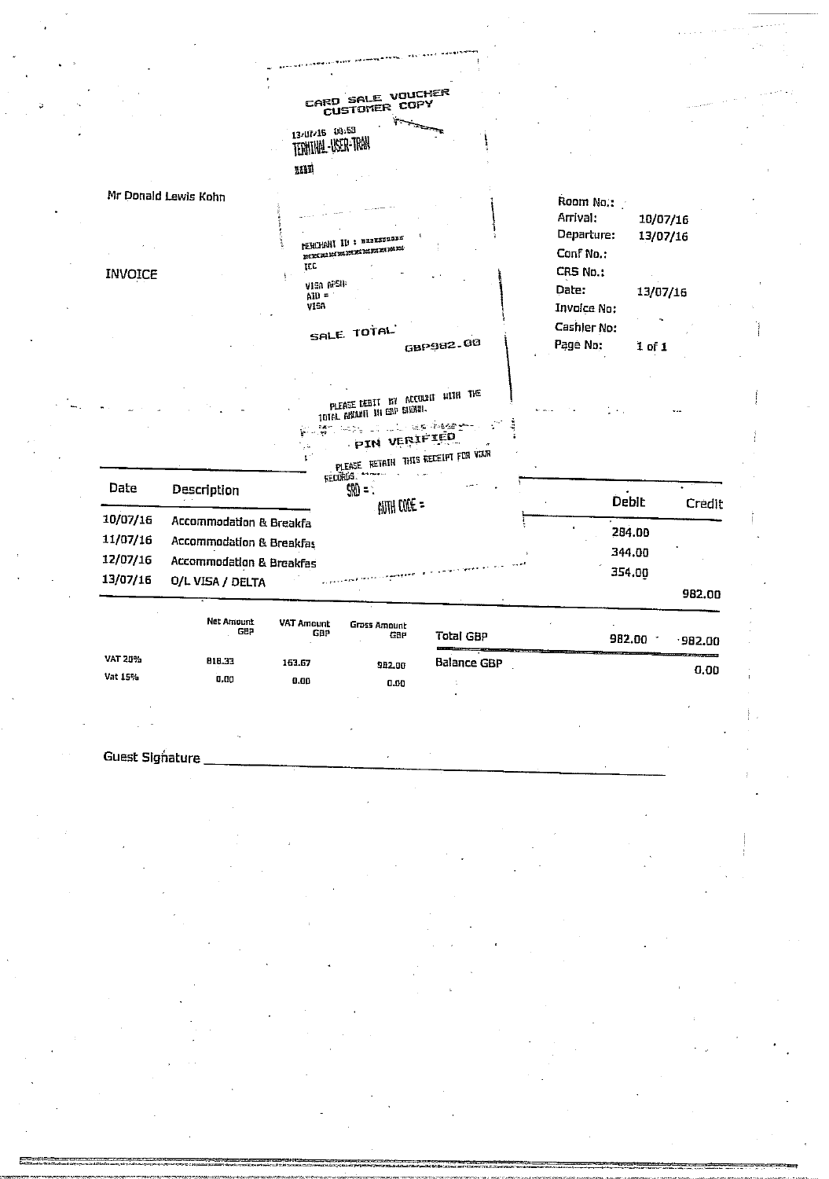CARD SALE VOUCHER
CUSTOMER COPY

13/07/16 08:53
TERMINAL-USER-TRAN

MERCHANT ID :
TCC

VISA DEBIT
AID =
VISA

SALE TOTAL
GBP982.00

PLEASE DEBIT MY ACCOUNT WITH THE TOTAL AMOUNT IN GBP SHOWN.

PIN VERIFIED

PLEASE RETAIN THIS RECEIPT FOR YOUR RECORDS.
SRD =
AUTH CODE =

Mr Donald Lewis Kohn

INVOICE

| | |
|---|---|
| Room No.: | |
| Arrival: | 10/07/16 |
| Departure: | 13/07/16 |
| Conf No.: | |
| CRS No.: | |
| Date: | 13/07/16 |
| Invoice No: | |
| Cashier No: | |
| Page No: | 1 of 1 |

| Date | Description | Debit | Credit |
|---|---|---|---|
| 10/07/16 | Accommodation & Breakfa | 284.00 | |
| 11/07/16 | Accommodation & Breakfas | 344.00 | |
| 12/07/16 | Accommodation & Breakfas | 354.00 | |
| 13/07/16 | O/L VISA / DELTA | | 982.00 |

| | Net Amount GBP | VAT Amount GBP | Gross Amount GBP |
|---|---|---|---|
| VAT 20% | 818.33 | 163.67 | 982.00 |
| Vat 15% | 0.00 | 0.00 | 0.00 |

| | Debit | Credit |
|---|---|---|
| Total GBP | 982.00 | 982.00 |
| Balance GBP | | 0.00 |

Guest Signature ______________________________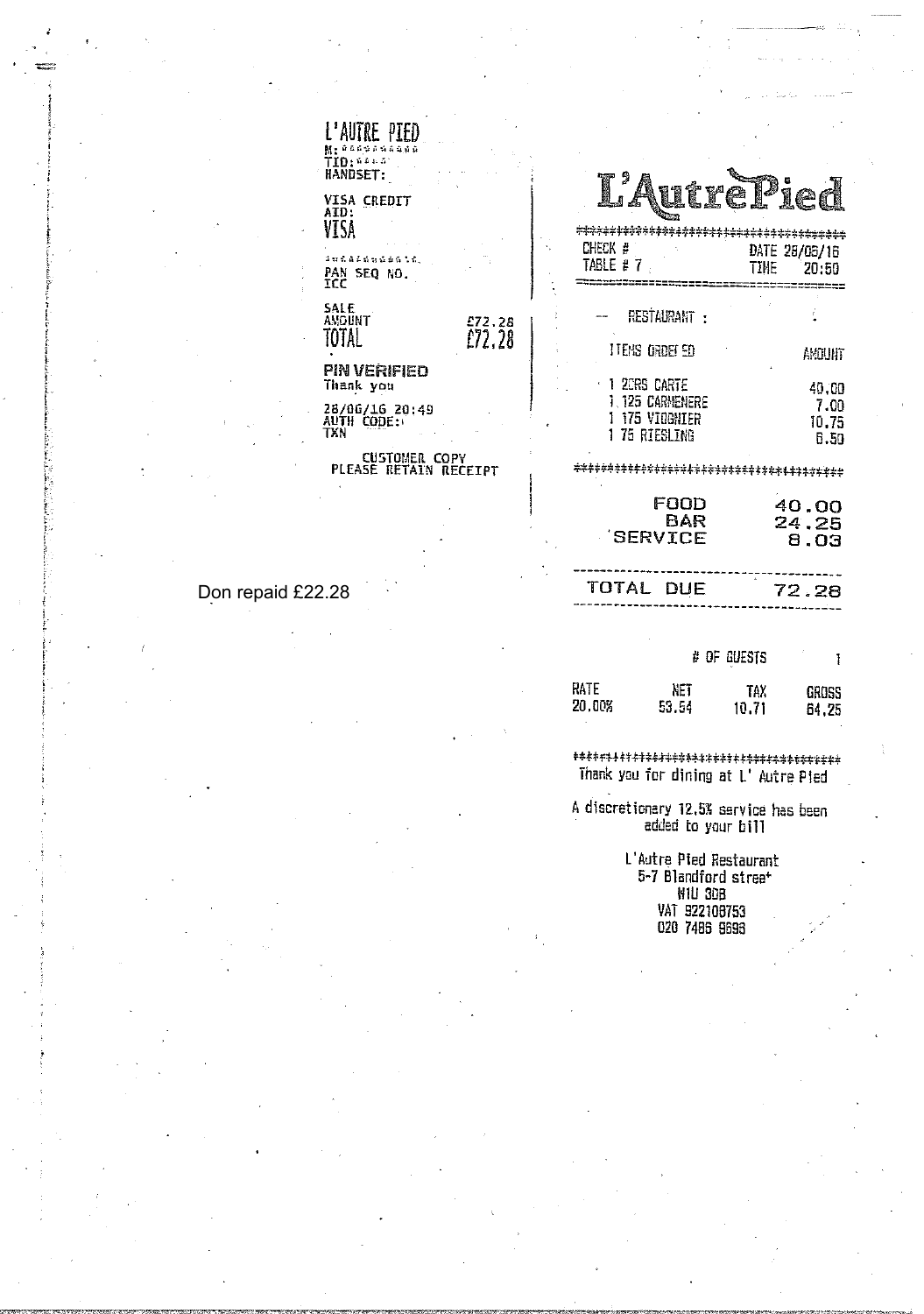L'AUTRE PIED
M: **********
TID: ****
HANDSET:

VISA CREDIT
AID:
VISA

************
PAN SEQ NO.
ICC

SALE
AMOUNT £72.28
TOTAL £72.28

PIN VERIFIED
Thank you

28/06/16 20:49
AUTH CODE:
TXN

CUSTOMER COPY
PLEASE RETAIN RECEIPT

Don repaid £22.28

# L'AutrePied

CHECK # DATE 28/06/16
TABLE # 7 TIME 20:50

-- RESTAURANT :

| ITEMS ORDERED | AMOUNT |
| --- | --- |
| 1 2CRS CARTE | 40.00 |
| 1 125 CARMENERE | 7.00 |
| 1 175 VIOGNIER | 10.75 |
| 1 75 RIESLING | 6.50 |

| | |
| --- | --- |
| FOOD | 40.00 |
| BAR | 24.25 |
| SERVICE | 8.03 |
| TOTAL DUE | 72.28 |

# OF GUESTS 1

| RATE | NET | TAX | GROSS |
| --- | --- | --- | --- |
| 20.00% | 53.54 | 10.71 | 64.25 |

Thank you for dining at L' Autre Pied

A discretionary 12.5% service has been added to your bill

L'Autre Pied Restaurant
5-7 Blandford street
W1U 3DB
VAT 922108753
020 7486 9696